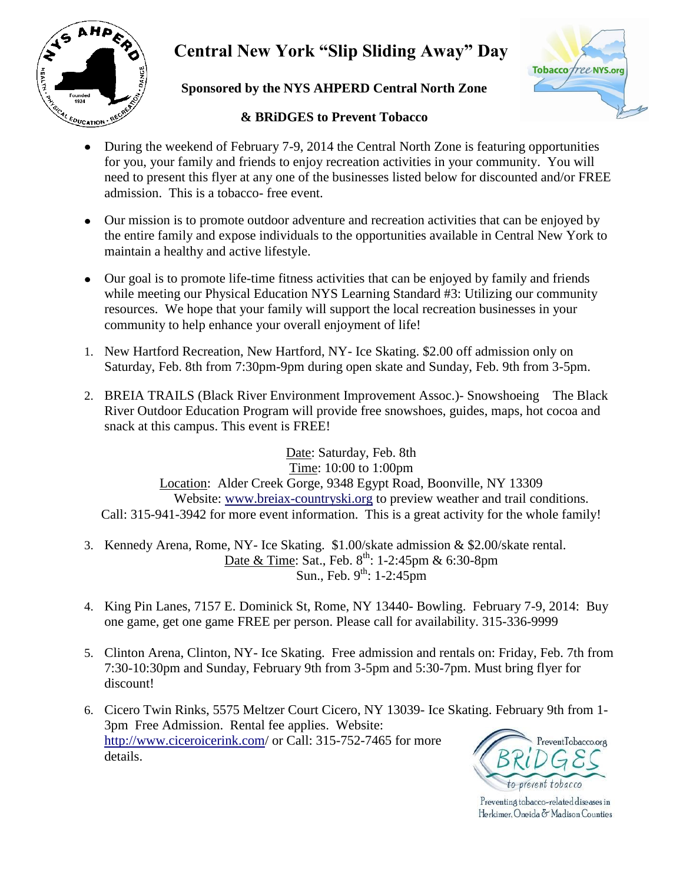# Central New York "Slip Sliding Away" Day

**Sponsored by the NYS AHPERD Central North Zone**

**& BRiDGES to Prevent Tobacco**

- During the weekend of February 7-9, 2014 the Central North Zone is featuring opportunities for you, your family and friends to enjoy recreation activities in your community. You will need to present this flyer at any one of the businesses listed below for discounted and/or FREE admission. This is a tobacco- free event.

- Our mission is to promote outdoor adventure and recreation activities that can be enjoyed by the entire family and expose individuals to the opportunities available in Central New York to maintain a healthy and active lifestyle.

- Our goal is to promote life-time fitness activities that can be enjoyed by family and friends while meeting our Physical Education NYS Learning Standard #3: Utilizing our community resources. We hope that your family will support the local recreation businesses in your community to help enhance your overall enjoyment of life!

1. New Hartford Recreation, New Hartford, NY- Ice Skating. $2.00 off admission only on Saturday, Feb. 8th from 7:30pm-9pm during open skate and Sunday, Feb. 9th from 3-5pm.

2. BREIA TRAILS (Black River Environment Improvement Assoc.)- Snowshoeing The Black River Outdoor Education Program will provide free snowshoes, guides, maps, hot cocoa and snack at this campus. This event is FREE!

   Date: Saturday, Feb. 8th
   Time: 10:00 to 1:00pm
   Location: Alder Creek Gorge, 9348 Egypt Road, Boonville, NY 13309
   Website: www.breiax-countryski.org to preview weather and trail conditions.
   Call: 315-941-3942 for more event information. This is a great activity for the whole family!

3. Kennedy Arena, Rome, NY- Ice Skating. $1.00/skate admission & $2.00/skate rental.
   Date & Time: Sat., Feb. 8th: 1-2:45pm & 6:30-8pm
   Sun., Feb. 9th: 1-2:45pm

4. King Pin Lanes, 7157 E. Dominick St, Rome, NY 13440- Bowling. February 7-9, 2014: Buy one game, get one game FREE per person. Please call for availability. 315-336-9999

5. Clinton Arena, Clinton, NY- Ice Skating. Free admission and rentals on: Friday, Feb. 7th from 7:30-10:30pm and Sunday, February 9th from 3-5pm and 5:30-7pm. Must bring flyer for discount!

6. Cicero Twin Rinks, 5575 Meltzer Court Cicero, NY 13039- Ice Skating. February 9th from 1-3pm Free Admission. Rental fee applies. Website: http://www.ciceroicerink.com/ or Call: 315-752-7465 for more details.

PreventTobacco.org BRiDGES to prevent tobacco

Preventing tobacco-related diseases in Herkimer, Oneida & Madison Counties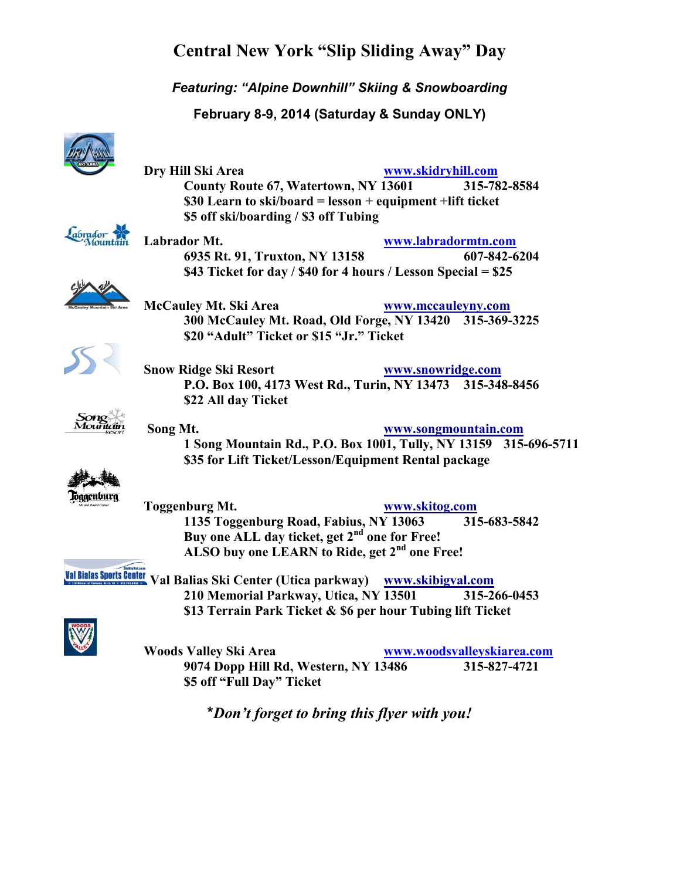# Central New York "Slip Sliding Away" Day

***Featuring: "Alpine Downhill" Skiing & Snowboarding***

**February 8-9, 2014 (Saturday & Sunday ONLY)**

**Dry Hill Ski Area** — www.skidryhill.com
**County Route 67, Watertown, NY 13601 — 315-782-8584**
**$30 Learn to ski/board = lesson + equipment +lift ticket**
**$5 off ski/boarding / $3 off Tubing**

**Labrador Mt.** — www.labradormtn.com
**6935 Rt. 91, Truxton, NY 13158 — 607-842-6204**
**$43 Ticket for day / $40 for 4 hours / Lesson Special = $25**

**McCauley Mt. Ski Area** — www.mccauleyny.com
**300 McCauley Mt. Road, Old Forge, NY 13420 — 315-369-3225**
**$20 "Adult" Ticket or $15 "Jr." Ticket**

**Snow Ridge Ski Resort** — www.snowridge.com
**P.O. Box 100, 4173 West Rd., Turin, NY 13473 — 315-348-8456**
**$22 All day Ticket**

**Song Mt.** — www.songmountain.com
**1 Song Mountain Rd., P.O. Box 1001, Tully, NY 13159 — 315-696-5711**
**$35 for Lift Ticket/Lesson/Equipment Rental package**

**Toggenburg Mt.** — www.skitog.com
**1135 Toggenburg Road, Fabius, NY 13063 — 315-683-5842**
**Buy one ALL day ticket, get 2nd one for Free!**
**ALSO buy one LEARN to Ride, get 2nd one Free!**

**Val Balias Ski Center (Utica parkway)** — www.skibigval.com
**210 Memorial Parkway, Utica, NY 13501 — 315-266-0453**
**$13 Terrain Park Ticket & $6 per hour Tubing lift Ticket**

**Woods Valley Ski Area** — www.woodsvalleyskiarea.com
**9074 Dopp Hill Rd, Western, NY 13486 — 315-827-4721**
**$5 off "Full Day" Ticket**

***\*Don't forget to bring this flyer with you!***